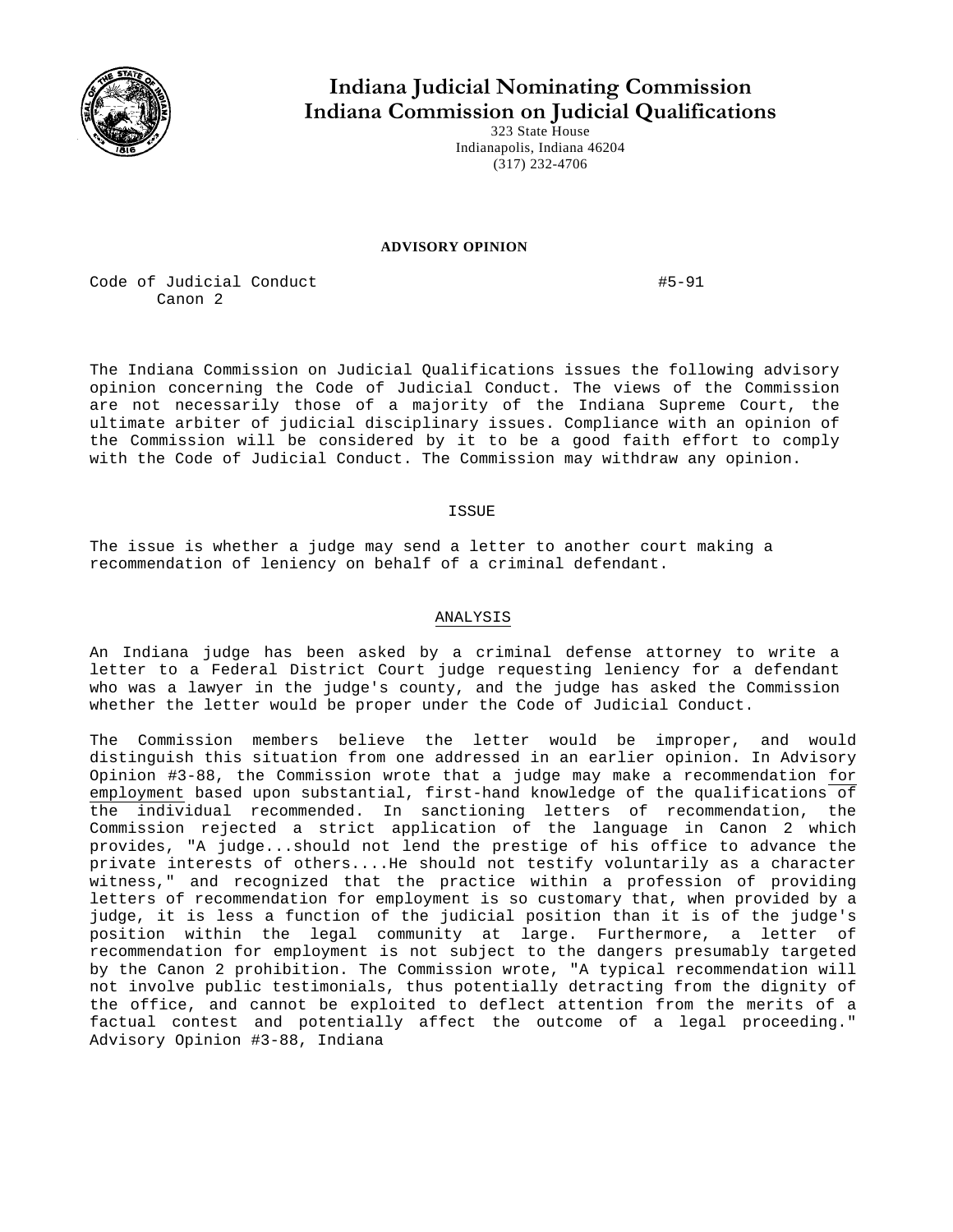# Indiana Judicial Nominating Commission
# Indiana Commission on Judicial Qualifications

323 State House
Indianapolis, Indiana 46204
(317) 232-4706

**ADVISORY OPINION**

Code of Judicial Conduct
Canon 2

#5-91

The Indiana Commission on Judicial Qualifications issues the following advisory opinion concerning the Code of Judicial Conduct. The views of the Commission are not necessarily those of a majority of the Indiana Supreme Court, the ultimate arbiter of judicial disciplinary issues. Compliance with an opinion of the Commission will be considered by it to be a good faith effort to comply with the Code of Judicial Conduct. The Commission may withdraw any opinion.

## ISSUE

The issue is whether a judge may send a letter to another court making a recommendation of leniency on behalf of a criminal defendant.

## ANALYSIS

An Indiana judge has been asked by a criminal defense attorney to write a letter to a Federal District Court judge requesting leniency for a defendant who was a lawyer in the judge's county, and the judge has asked the Commission whether the letter would be proper under the Code of Judicial Conduct.

The Commission members believe the letter would be improper, and would distinguish this situation from one addressed in an earlier opinion. In Advisory Opinion #3-88, the Commission wrote that a judge may make a recommendation for employment based upon substantial, first-hand knowledge of the qualifications of the individual recommended. In sanctioning letters of recommendation, the Commission rejected a strict application of the language in Canon 2 which provides, "A judge...should not lend the prestige of his office to advance the private interests of others....He should not testify voluntarily as a character witness," and recognized that the practice within a profession of providing letters of recommendation for employment is so customary that, when provided by a judge, it is less a function of the judicial position than it is of the judge's position within the legal community at large. Furthermore, a letter of recommendation for employment is not subject to the dangers presumably targeted by the Canon 2 prohibition. The Commission wrote, "A typical recommendation will not involve public testimonials, thus potentially detracting from the dignity of the office, and cannot be exploited to deflect attention from the merits of a factual contest and potentially affect the outcome of a legal proceeding." Advisory Opinion #3-88, Indiana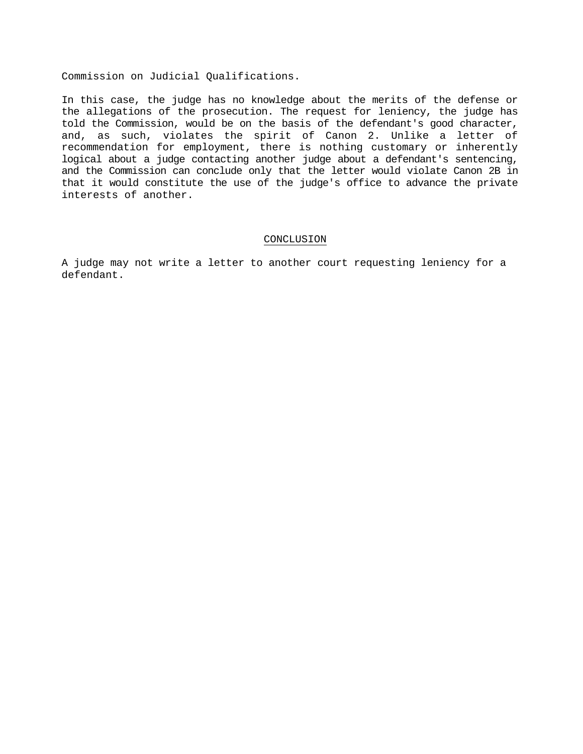Commission on Judicial Qualifications.

In this case, the judge has no knowledge about the merits of the defense or the allegations of the prosecution. The request for leniency, the judge has told the Commission, would be on the basis of the defendant's good character, and, as such, violates the spirit of Canon 2. Unlike a letter of recommendation for employment, there is nothing customary or inherently logical about a judge contacting another judge about a defendant's sentencing, and the Commission can conclude only that the letter would violate Canon 2B in that it would constitute the use of the judge's office to advance the private interests of another.

## CONCLUSION

A judge may not write a letter to another court requesting leniency for a defendant.